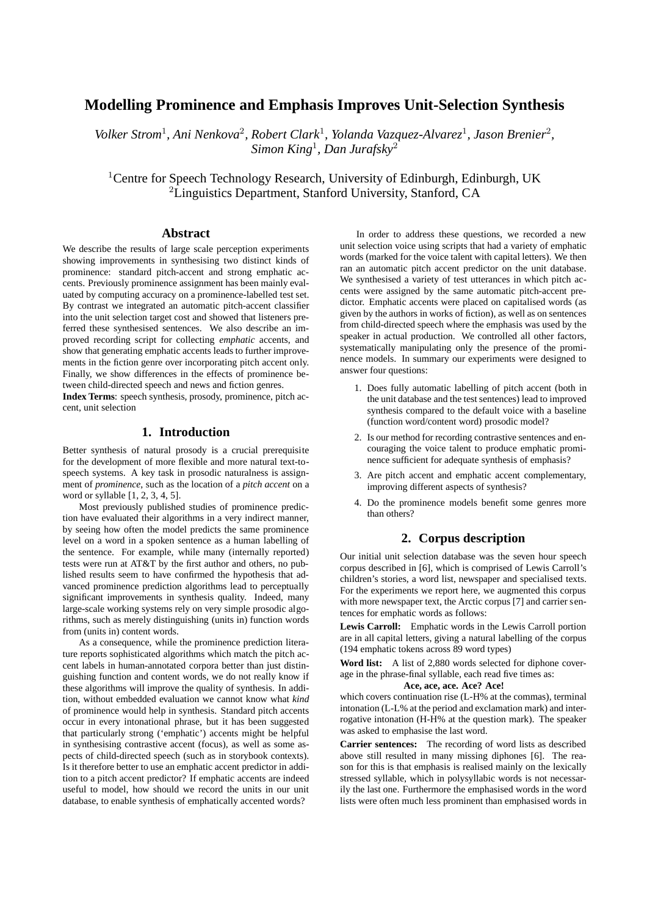# Modelling Prominence and Emphasis Improves Unit-Selection Synthesis

*Volker Strom[1], Ani Nenkova[2], Robert Clark[1], Yolanda Vazquez-Alvarez[1], Jason Brenier[2], Simon King[1], Dan Jurafsky[2]*

[1]Centre for Speech Technology Research, University of Edinburgh, Edinburgh, UK
[2]Linguistics Department, Stanford University, Stanford, CA

## Abstract

We describe the results of large scale perception experiments showing improvements in synthesising two distinct kinds of prominence: standard pitch-accent and strong emphatic accents. Previously prominence assignment has been mainly evaluated by computing accuracy on a prominence-labelled test set. By contrast we integrated an automatic pitch-accent classifier into the unit selection target cost and showed that listeners preferred these synthesised sentences. We also describe an improved recording script for collecting *emphatic* accents, and show that generating emphatic accents leads to further improvements in the fiction genre over incorporating pitch accent only. Finally, we show differences in the effects of prominence between child-directed speech and news and fiction genres.

**Index Terms**: speech synthesis, prosody, prominence, pitch accent, unit selection

## 1. Introduction

Better synthesis of natural prosody is a crucial prerequisite for the development of more flexible and more natural text-to-speech systems. A key task in prosodic naturalness is assignment of *prominence*, such as the location of a *pitch accent* on a word or syllable [1, 2, 3, 4, 5].

Most previously published studies of prominence prediction have evaluated their algorithms in a very indirect manner, by seeing how often the model predicts the same prominence level on a word in a spoken sentence as a human labelling of the sentence. For example, while many (internally reported) tests were run at AT&T by the first author and others, no published results seem to have confirmed the hypothesis that advanced prominence prediction algorithms lead to perceptually significant improvements in synthesis quality. Indeed, many large-scale working systems rely on very simple prosodic algorithms, such as merely distinguishing (units in) function words from (units in) content words.

As a consequence, while the prominence prediction literature reports sophisticated algorithms which match the pitch accent labels in human-annotated corpora better than just distinguishing function and content words, we do not really know if these algorithms will improve the quality of synthesis. In addition, without embedded evaluation we cannot know what *kind* of prominence would help in synthesis. Standard pitch accents occur in every intonational phrase, but it has been suggested that particularly strong ('emphatic') accents might be helpful in synthesising contrastive accent (focus), as well as some aspects of child-directed speech (such as in storybook contexts). Is it therefore better to use an emphatic accent predictor in addition to a pitch accent predictor? If emphatic accents are indeed useful to model, how should we record the units in our unit database, to enable synthesis of emphatically accented words?

In order to address these questions, we recorded a new unit selection voice using scripts that had a variety of emphatic words (marked for the voice talent with capital letters). We then ran an automatic pitch accent predictor on the unit database. We synthesised a variety of test utterances in which pitch accents were assigned by the same automatic pitch-accent predictor. Emphatic accents were placed on capitalised words (as given by the authors in works of fiction), as well as on sentences from child-directed speech where the emphasis was used by the speaker in actual production. We controlled all other factors, systematically manipulating only the presence of the prominence models. In summary our experiments were designed to answer four questions:

1. Does fully automatic labelling of pitch accent (both in the unit database and the test sentences) lead to improved synthesis compared to the default voice with a baseline (function word/content word) prosodic model?
2. Is our method for recording contrastive sentences and encouraging the voice talent to produce emphatic prominence sufficient for adequate synthesis of emphasis?
3. Are pitch accent and emphatic accent complementary, improving different aspects of synthesis?
4. Do the prominence models benefit some genres more than others?

## 2. Corpus description

Our initial unit selection database was the seven hour speech corpus described in [6], which is comprised of Lewis Carroll's children's stories, a word list, newspaper and specialised texts. For the experiments we report here, we augmented this corpus with more newspaper text, the Arctic corpus [7] and carrier sentences for emphatic words as follows:

**Lewis Carroll:** Emphatic words in the Lewis Carroll portion are in all capital letters, giving a natural labelling of the corpus (194 emphatic tokens across 89 word types)

**Word list:** A list of 2,880 words selected for diphone coverage in the phrase-final syllable, each read five times as:

**Ace, ace, ace. Ace? Ace!**

which covers continuation rise (L-H% at the commas), terminal intonation (L-L% at the period and exclamation mark) and interrogative intonation (H-H% at the question mark). The speaker was asked to emphasise the last word.

**Carrier sentences:** The recording of word lists as described above still resulted in many missing diphones [6]. The reason for this is that emphasis is realised mainly on the lexically stressed syllable, which in polysyllabic words is not necessarily the last one. Furthermore the emphasised words in the word lists were often much less prominent than emphasised words in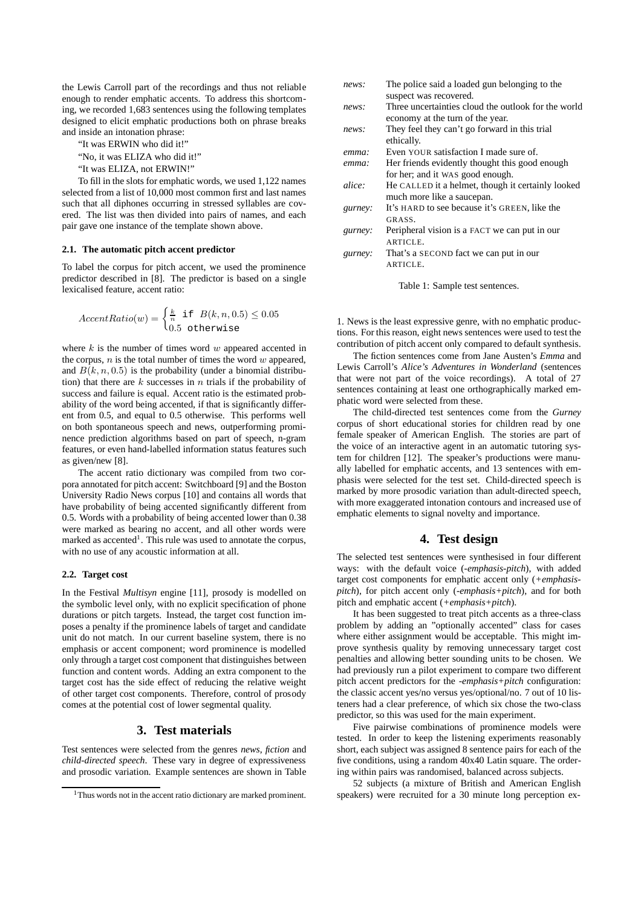the Lewis Carroll part of the recordings and thus not reliable enough to render emphatic accents. To address this shortcoming, we recorded 1,683 sentences using the following templates designed to elicit emphatic productions both on phrase breaks and inside an intonation phrase:

"It was ERWIN who did it!"

"No, it was ELIZA who did it!"

"It was ELIZA, not ERWIN!"

To fill in the slots for emphatic words, we used 1,122 names selected from a list of 10,000 most common first and last names such that all diphones occurring in stressed syllables are covered. The list was then divided into pairs of names, and each pair gave one instance of the template shown above.

### 2.1. The automatic pitch accent predictor

To label the corpus for pitch accent, we used the prominence predictor described in [8]. The predictor is based on a single lexicalised feature, accent ratio:

$$AccentRatio(w) = \begin{cases} \frac{k}{n} & \texttt{if } B(k,n,0.5) \leq 0.05 \\ 0.5 & \texttt{otherwise} \end{cases}$$

where $k$ is the number of times word $w$ appeared accented in the corpus, $n$ is the total number of times the word $w$ appeared, and $B(k, n, 0.5)$ is the probability (under a binomial distribution) that there are $k$ successes in $n$ trials if the probability of success and failure is equal. Accent ratio is the estimated probability of the word being accented, if that is significantly different from 0.5, and equal to 0.5 otherwise. This performs well on both spontaneous speech and news, outperforming prominence prediction algorithms based on part of speech, n-gram features, or even hand-labelled information status features such as given/new [8].

The accent ratio dictionary was compiled from two corpora annotated for pitch accent: Switchboard [9] and the Boston University Radio News corpus [10] and contains all words that have probability of being accented significantly different from 0.5. Words with a probability of being accented lower than 0.38 were marked as bearing no accent, and all other words were marked as accented[1]. This rule was used to annotate the corpus, with no use of any acoustic information at all.

### 2.2. Target cost

In the Festival *Multisyn* engine [11], prosody is modelled on the symbolic level only, with no explicit specification of phone durations or pitch targets. Instead, the target cost function imposes a penalty if the prominence labels of target and candidate unit do not match. In our current baseline system, there is no emphasis or accent component; word prominence is modelled only through a target cost component that distinguishes between function and content words. Adding an extra component to the target cost has the side effect of reducing the relative weight of other target cost components. Therefore, control of prosody comes at the potential cost of lower segmental quality.

## 3. Test materials

Test sentences were selected from the genres *news*, *fiction* and *child-directed speech*. These vary in degree of expressiveness and prosodic variation. Example sentences are shown in Table 1. News is the least expressive genre, with no emphatic productions. For this reason, eight news sentences were used to test the contribution of pitch accent only compared to default synthesis.

| | |
|---|---|
| *news:* | The police said a loaded gun belonging to the suspect was recovered. |
| *news:* | Three uncertainties cloud the outlook for the world economy at the turn of the year. |
| *news:* | They feel they can't go forward in this trial ethically. |
| *emma:* | Even YOUR satisfaction I made sure of. |
| *emma:* | Her friends evidently thought this good enough for her; and it WAS good enough. |
| *alice:* | He CALLED it a helmet, though it certainly looked much more like a saucepan. |
| *gurney:* | It's HARD to see because it's GREEN, like the GRASS. |
| *gurney:* | Peripheral vision is a FACT we can put in our ARTICLE. |
| *gurney:* | That's a SECOND fact we can put in our ARTICLE. |

Table 1: Sample test sentences.

The fiction sentences come from Jane Austen's *Emma* and Lewis Carroll's *Alice's Adventures in Wonderland* (sentences that were not part of the voice recordings). A total of 27 sentences containing at least one orthographically marked emphatic word were selected from these.

The child-directed test sentences come from the *Gurney* corpus of short educational stories for children read by one female speaker of American English. The stories are part of the voice of an interactive agent in an automatic tutoring system for children [12]. The speaker's productions were manually labelled for emphatic accents, and 13 sentences with emphasis were selected for the test set. Child-directed speech is marked by more prosodic variation than adult-directed speech, with more exaggerated intonation contours and increased use of emphatic elements to signal novelty and importance.

## 4. Test design

The selected test sentences were synthesised in four different ways: with the default voice (*-emphasis-pitch*), with added target cost components for emphatic accent only (*+emphasis-pitch*), for pitch accent only (*-emphasis+pitch*), and for both pitch and emphatic accent (*+emphasis+pitch*).

It has been suggested to treat pitch accents as a three-class problem by adding an "optionally accented" class for cases where either assignment would be acceptable. This might improve synthesis quality by removing unnecessary target cost penalties and allowing better sounding units to be chosen. We had previously run a pilot experiment to compare two different pitch accent predictors for the *-emphasis+pitch* configuration: the classic accent yes/no versus yes/optional/no. 7 out of 10 listeners had a clear preference, of which six chose the two-class predictor, so this was used for the main experiment.

Five pairwise combinations of prominence models were tested. In order to keep the listening experiments reasonably short, each subject was assigned 8 sentence pairs for each of the five conditions, using a random 40x40 Latin square. The ordering within pairs was randomised, balanced across subjects.

52 subjects (a mixture of British and American English speakers) were recruited for a 30 minute long perception ex-

[1] Thus words not in the accent ratio dictionary are marked prominent.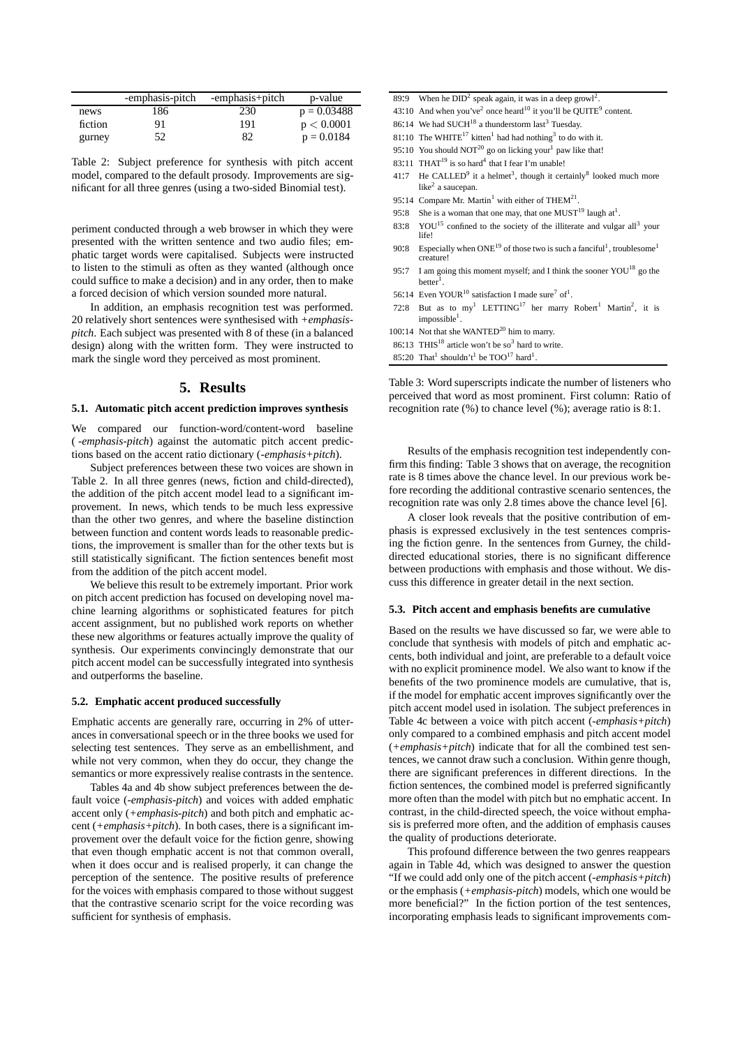| | -emphasis-pitch | -emphasis+pitch | p-value |
|---|---|---|---|
| news | 186 | 230 | $p = 0.03488$ |
| fiction | 91 | 191 | $p < 0.0001$ |
| gurney | 52 | 82 | $p = 0.0184$ |

Table 2: Subject preference for synthesis with pitch accent model, compared to the default prosody. Improvements are significant for all three genres (using a two-sided Binomial test).

periment conducted through a web browser in which they were presented with the written sentence and two audio files; emphatic target words were capitalised. Subjects were instructed to listen to the stimuli as often as they wanted (although once could suffice to make a decision) and in any order, then to make a forced decision of which version sounded more natural.

In addition, an emphasis recognition test was performed. 20 relatively short sentences were synthesised with *+emphasis-pitch*. Each subject was presented with 8 of these (in a balanced design) along with the written form. They were instructed to mark the single word they perceived as most prominent.

## 5. Results

### 5.1. Automatic pitch accent prediction improves synthesis

We compared our function-word/content-word baseline (*-emphasis-pitch*) against the automatic pitch accent predictions based on the accent ratio dictionary (*-emphasis+pitch*).

Subject preferences between these two voices are shown in Table 2. In all three genres (news, fiction and child-directed), the addition of the pitch accent model lead to a significant improvement. In news, which tends to be much less expressive than the other two genres, and where the baseline distinction between function and content words leads to reasonable predictions, the improvement is smaller than for the other texts but is still statistically significant. The fiction sentences benefit most from the addition of the pitch accent model.

We believe this result to be extremely important. Prior work on pitch accent prediction has focused on developing novel machine learning algorithms or sophisticated features for pitch accent assignment, but no published work reports on whether these new algorithms or features actually improve the quality of synthesis. Our experiments convincingly demonstrate that our pitch accent model can be successfully integrated into synthesis and outperforms the baseline.

### 5.2. Emphatic accent produced successfully

Emphatic accents are generally rare, occurring in 2% of utterances in conversational speech or in the three books we used for selecting test sentences. They serve as an embellishment, and while not very common, when they do occur, they change the semantics or more expressively realise contrasts in the sentence.

Tables 4a and 4b show subject preferences between the default voice (*-emphasis-pitch*) and voices with added emphatic accent only (*+emphasis-pitch*) and both pitch and emphatic accent (*+emphasis+pitch*). In both cases, there is a significant improvement over the default voice for the fiction genre, showing that even though emphatic accent is not that common overall, when it does occur and is realised properly, it can change the perception of the sentence. The positive results of preference for the voices with emphasis compared to those without suggest that the contrastive scenario script for the voice recording was sufficient for synthesis of emphasis.

| | |
|---|---|
| 89:9 | When he DID$^{2}$ speak again, it was in a deep growl$^{2}$. |
| 43:10 | And when you've$^{2}$ once heard$^{10}$ it you'll be QUITE$^{9}$ content. |
| 86:14 | We had SUCH$^{18}$ a thunderstorm last$^{3}$ Tuesday. |
| 81:10 | The WHITE$^{17}$ kitten$^{1}$ had had nothing$^{3}$ to do with it. |
| 95:10 | You should NOT$^{20}$ go on licking your$^{1}$ paw like that! |
| 83:11 | THAT$^{19}$ is so hard$^{4}$ that I fear I'm unable! |
| 41:7 | He CALLED$^{9}$ it a helmet$^{3}$, though it certainly$^{8}$ looked much more like$^{2}$ a saucepan. |
| 95:14 | Compare Mr. Martin$^{1}$ with either of THEM$^{21}$. |
| 95:8 | She is a woman that one may, that one MUST$^{19}$ laugh at$^{1}$. |
| 83:8 | YOU$^{15}$ confined to the society of the illiterate and vulgar all$^{3}$ your life! |
| 90:8 | Especially when ONE$^{19}$ of those two is such a fanciful$^{1}$, troublesome$^{1}$ creature! |
| 95:7 | I am going this moment myself; and I think the sooner YOU$^{18}$ go the better$^{1}$. |
| 56:14 | Even YOUR$^{10}$ satisfaction I made sure$^{7}$ of$^{1}$. |
| 72:8 | But as to my$^{1}$ LETTING$^{17}$ her marry Robert$^{1}$ Martin$^{2}$, it is impossible$^{1}$. |
| 100:14 | Not that she WANTED$^{20}$ him to marry. |
| 86:13 | THIS$^{18}$ article won't be so$^{3}$ hard to write. |
| 85:20 | That$^{1}$ shouldn't$^{1}$ be TOO$^{17}$ hard$^{1}$. |

Table 3: Word superscripts indicate the number of listeners who perceived that word as most prominent. First column: Ratio of recognition rate (%) to chance level (%); average ratio is 8:1.

Results of the emphasis recognition test independently confirm this finding: Table 3 shows that on average, the recognition rate is 8 times above the chance level. In our previous work before recording the additional contrastive scenario sentences, the recognition rate was only 2.8 times above the chance level [6].

A closer look reveals that the positive contribution of emphasis is expressed exclusively in the test sentences comprising the fiction genre. In the sentences from Gurney, the child-directed educational stories, there is no significant difference between productions with emphasis and those without. We discuss this difference in greater detail in the next section.

### 5.3. Pitch accent and emphasis benefits are cumulative

Based on the results we have discussed so far, we were able to conclude that synthesis with models of pitch and emphatic accents, both individual and joint, are preferable to a default voice with no explicit prominence model. We also want to know if the benefits of the two prominence models are cumulative, that is, if the model for emphatic accent improves significantly over the pitch accent model used in isolation. The subject preferences in Table 4c between a voice with pitch accent (*-emphasis+pitch*) only compared to a combined emphasis and pitch accent model (*+emphasis+pitch*) indicate that for all the combined test sentences, we cannot draw such a conclusion. Within genre though, there are significant preferences in different directions. In the fiction sentences, the combined model is preferred significantly more often than the model with pitch but no emphatic accent. In contrast, in the child-directed speech, the voice without emphasis is preferred more often, and the addition of emphasis causes the quality of productions deteriorate.

This profound difference between the two genres reappears again in Table 4d, which was designed to answer the question "If we could add only one of the pitch accent (*-emphasis+pitch*) or the emphasis (*+emphasis-pitch*) models, which one would be more beneficial?" In the fiction portion of the test sentences, incorporating emphasis leads to significant improvements com-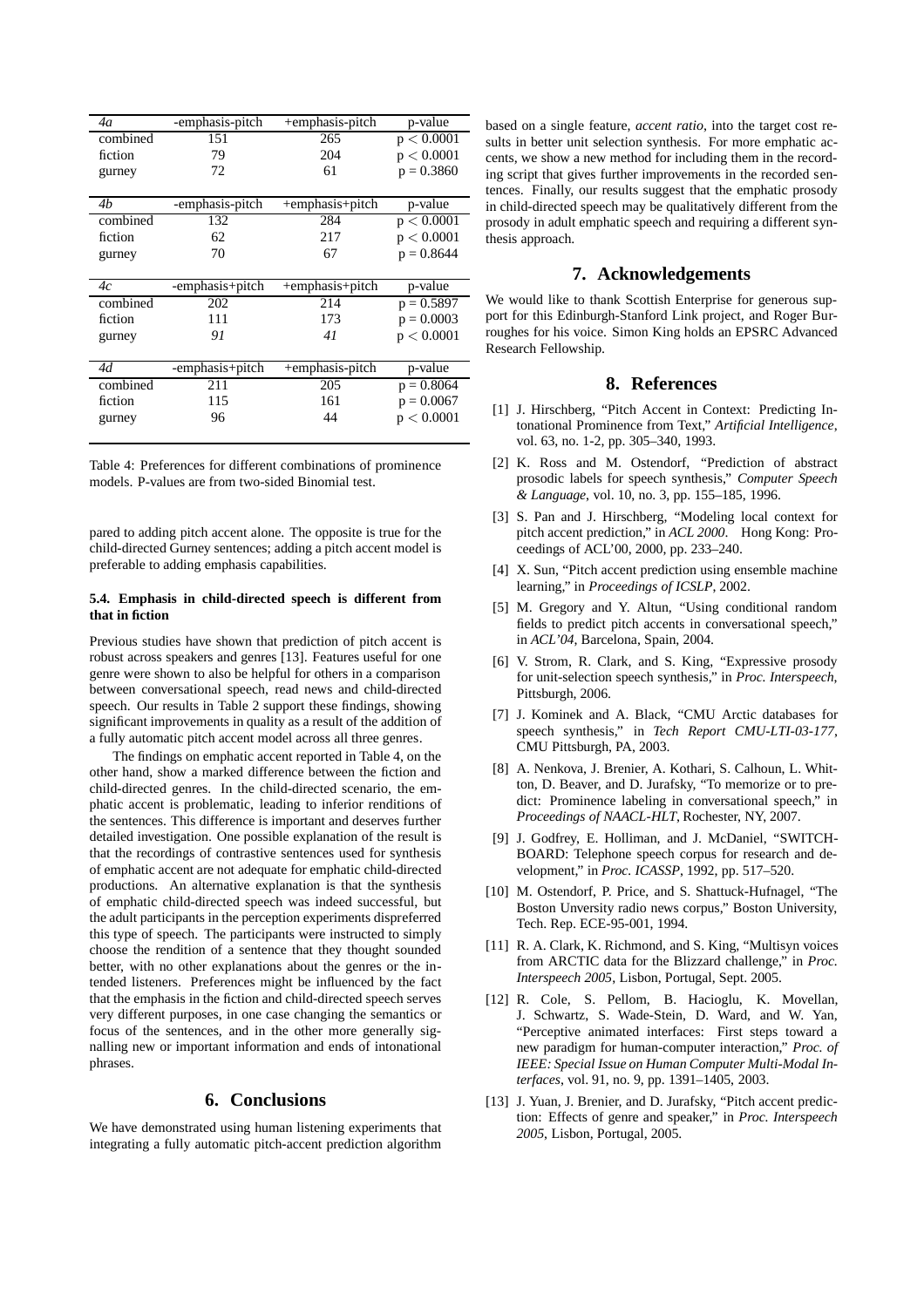| *4a* | -emphasis-pitch | +emphasis-pitch | p-value |
|---|---|---|---|
| combined | 151 | 265 | $p < 0.0001$ |
| fiction | 79 | 204 | $p < 0.0001$ |
| gurney | 72 | 61 | $p = 0.3860$ |

| *4b* | -emphasis-pitch | +emphasis+pitch | p-value |
|---|---|---|---|
| combined | 132 | 284 | $p < 0.0001$ |
| fiction | 62 | 217 | $p < 0.0001$ |
| gurney | 70 | 67 | $p = 0.8644$ |

| *4c* | -emphasis+pitch | +emphasis+pitch | p-value |
|---|---|---|---|
| combined | 202 | 214 | $p = 0.5897$ |
| fiction | 111 | 173 | $p = 0.0003$ |
| gurney | *91* | *41* | $p < 0.0001$ |

| *4d* | -emphasis+pitch | +emphasis-pitch | p-value |
|---|---|---|---|
| combined | 211 | 205 | $p = 0.8064$ |
| fiction | 115 | 161 | $p = 0.0067$ |
| gurney | 96 | 44 | $p < 0.0001$ |

Table 4: Preferences for different combinations of prominence models. P-values are from two-sided Binomial test.

pared to adding pitch accent alone. The opposite is true for the child-directed Gurney sentences; adding a pitch accent model is preferable to adding emphasis capabilities.

### 5.4. Emphasis in child-directed speech is different from that in fiction

Previous studies have shown that prediction of pitch accent is robust across speakers and genres [13]. Features useful for one genre were shown to also be helpful for others in a comparison between conversational speech, read news and child-directed speech. Our results in Table 2 support these findings, showing significant improvements in quality as a result of the addition of a fully automatic pitch accent model across all three genres.

The findings on emphatic accent reported in Table 4, on the other hand, show a marked difference between the fiction and child-directed genres. In the child-directed scenario, the emphatic accent is problematic, leading to inferior renditions of the sentences. This difference is important and deserves further detailed investigation. One possible explanation of the result is that the recordings of contrastive sentences used for synthesis of emphatic accent are not adequate for emphatic child-directed productions. An alternative explanation is that the synthesis of emphatic child-directed speech was indeed successful, but the adult participants in the perception experiments dispreferred this type of speech. The participants were instructed to simply choose the rendition of a sentence that they thought sounded better, with no other explanations about the genres or the intended listeners. Preferences might be influenced by the fact that the emphasis in the fiction and child-directed speech serves very different purposes, in one case changing the semantics or focus of the sentences, and in the other more generally signalling new or important information and ends of intonational phrases.

## 6. Conclusions

We have demonstrated using human listening experiments that integrating a fully automatic pitch-accent prediction algorithm based on a single feature, *accent ratio*, into the target cost results in better unit selection synthesis. For more emphatic accents, we show a new method for including them in the recording script that gives further improvements in the recorded sentences. Finally, our results suggest that the emphatic prosody in child-directed speech may be qualitatively different from the prosody in adult emphatic speech and requiring a different synthesis approach.

## 7. Acknowledgements

We would like to thank Scottish Enterprise for generous support for this Edinburgh-Stanford Link project, and Roger Burroughes for his voice. Simon King holds an EPSRC Advanced Research Fellowship.

## 8. References

[1] J. Hirschberg, "Pitch Accent in Context: Predicting Intonational Prominence from Text," *Artificial Intelligence*, vol. 63, no. 1-2, pp. 305–340, 1993.

[2] K. Ross and M. Ostendorf, "Prediction of abstract prosodic labels for speech synthesis," *Computer Speech & Language*, vol. 10, no. 3, pp. 155–185, 1996.

[3] S. Pan and J. Hirschberg, "Modeling local context for pitch accent prediction," in *ACL 2000*. Hong Kong: Proceedings of ACL'00, 2000, pp. 233–240.

[4] X. Sun, "Pitch accent prediction using ensemble machine learning," in *Proceedings of ICSLP*, 2002.

[5] M. Gregory and Y. Altun, "Using conditional random fields to predict pitch accents in conversational speech," in *ACL'04*, Barcelona, Spain, 2004.

[6] V. Strom, R. Clark, and S. King, "Expressive prosody for unit-selection speech synthesis," in *Proc. Interspeech*, Pittsburgh, 2006.

[7] J. Kominek and A. Black, "CMU Arctic databases for speech synthesis," in *Tech Report CMU-LTI-03-177*, CMU Pittsburgh, PA, 2003.

[8] A. Nenkova, J. Brenier, A. Kothari, S. Calhoun, L. Whitton, D. Beaver, and D. Jurafsky, "To memorize or to predict: Prominence labeling in conversational speech," in *Proceedings of NAACL-HLT*, Rochester, NY, 2007.

[9] J. Godfrey, E. Holliman, and J. McDaniel, "SWITCHBOARD: Telephone speech corpus for research and development," in *Proc. ICASSP*, 1992, pp. 517–520.

[10] M. Ostendorf, P. Price, and S. Shattuck-Hufnagel, "The Boston Unversity radio news corpus," Boston University, Tech. Rep. ECE-95-001, 1994.

[11] R. A. Clark, K. Richmond, and S. King, "Multisyn voices from ARCTIC data for the Blizzard challenge," in *Proc. Interspeech 2005*, Lisbon, Portugal, Sept. 2005.

[12] R. Cole, S. Pellom, B. Hacioglu, K. Movellan, J. Schwartz, S. Wade-Stein, D. Ward, and W. Yan, "Perceptive animated interfaces: First steps toward a new paradigm for human-computer interaction," *Proc. of IEEE: Special Issue on Human Computer Multi-Modal Interfaces*, vol. 91, no. 9, pp. 1391–1405, 2003.

[13] J. Yuan, J. Brenier, and D. Jurafsky, "Pitch accent prediction: Effects of genre and speaker," in *Proc. Interspeech 2005*, Lisbon, Portugal, 2005.